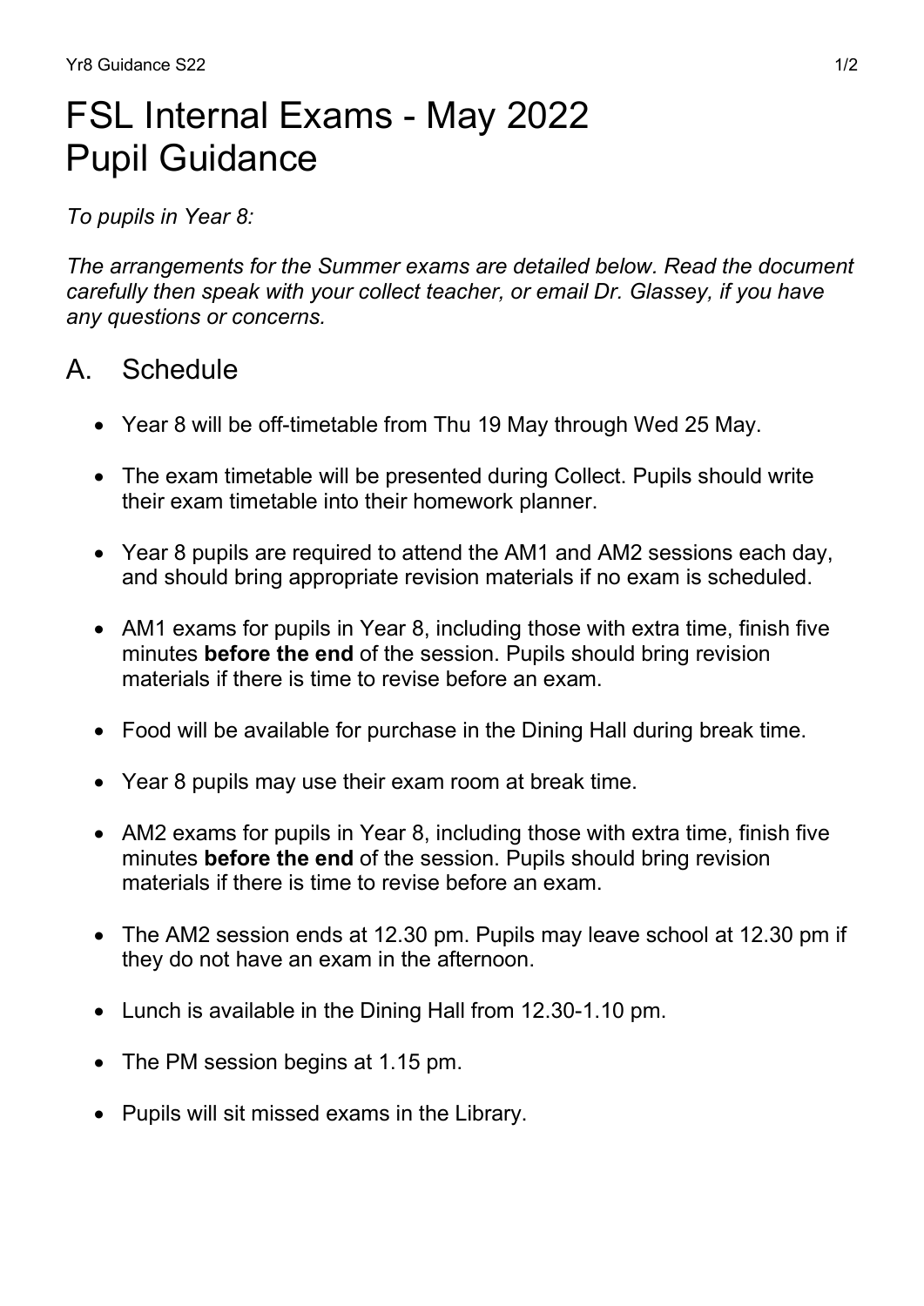# FSL Internal Exams - May 2022
# Pupil Guidance

*To pupils in Year 8:*

*The arrangements for the Summer exams are detailed below. Read the document carefully then speak with your collect teacher, or email Dr. Glassey, if you have any questions or concerns.*

## A. Schedule

- Year 8 will be off-timetable from Thu 19 May through Wed 25 May.
- The exam timetable will be presented during Collect. Pupils should write their exam timetable into their homework planner.
- Year 8 pupils are required to attend the AM1 and AM2 sessions each day, and should bring appropriate revision materials if no exam is scheduled.
- AM1 exams for pupils in Year 8, including those with extra time, finish five minutes **before the end** of the session. Pupils should bring revision materials if there is time to revise before an exam.
- Food will be available for purchase in the Dining Hall during break time.
- Year 8 pupils may use their exam room at break time.
- AM2 exams for pupils in Year 8, including those with extra time, finish five minutes **before the end** of the session. Pupils should bring revision materials if there is time to revise before an exam.
- The AM2 session ends at 12.30 pm. Pupils may leave school at 12.30 pm if they do not have an exam in the afternoon.
- Lunch is available in the Dining Hall from 12.30-1.10 pm.
- The PM session begins at 1.15 pm.
- Pupils will sit missed exams in the Library.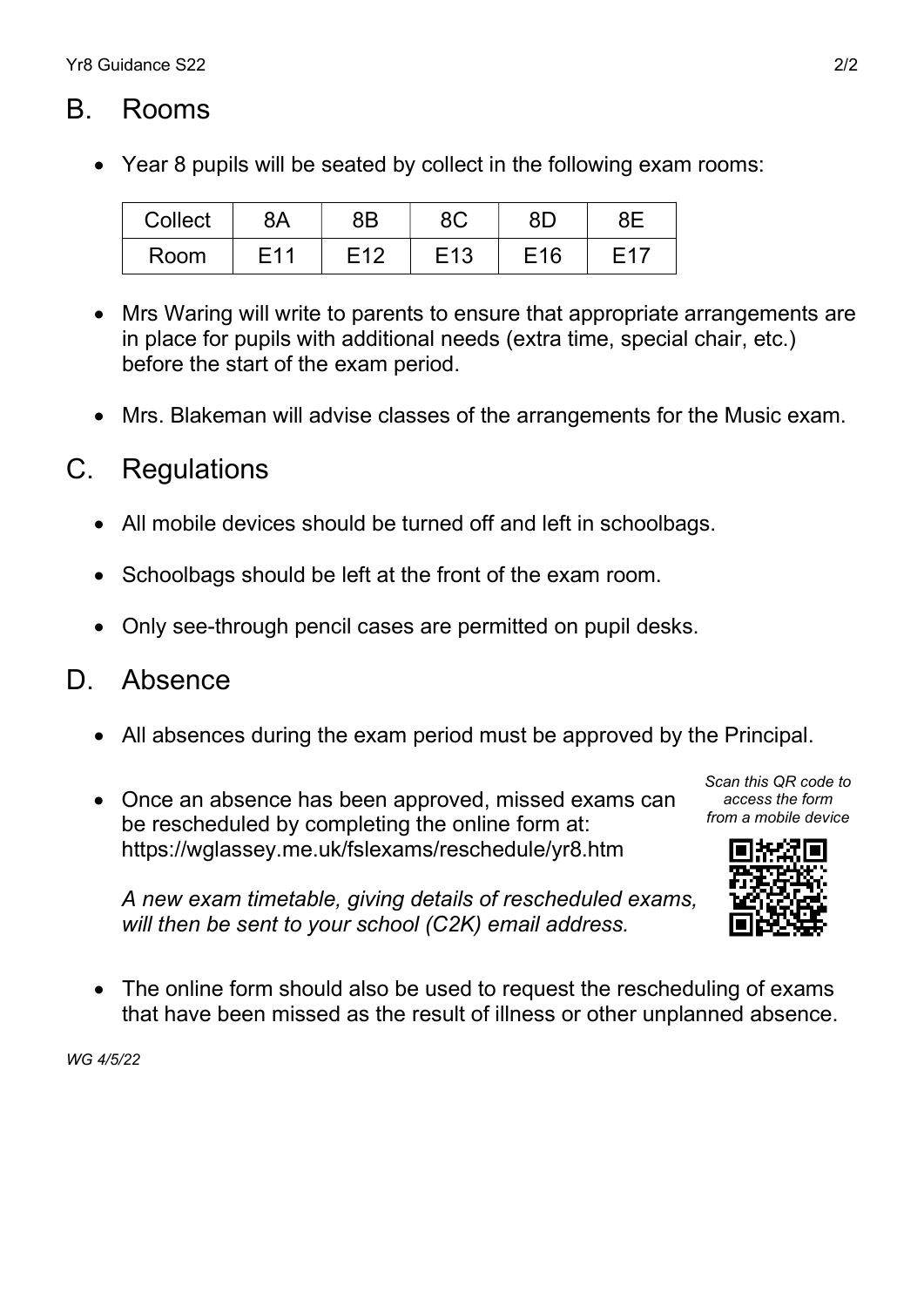## B. Rooms

- Year 8 pupils will be seated by collect in the following exam rooms:

| Collect | 8A | 8B | 8C | 8D | 8E |
|---|---|---|---|---|---|
| Room | E11 | E12 | E13 | E16 | E17 |

- Mrs Waring will write to parents to ensure that appropriate arrangements are in place for pupils with additional needs (extra time, special chair, etc.) before the start of the exam period.

- Mrs. Blakeman will advise classes of the arrangements for the Music exam.

## C. Regulations

- All mobile devices should be turned off and left in schoolbags.

- Schoolbags should be left at the front of the exam room.

- Only see-through pencil cases are permitted on pupil desks.

## D. Absence

- All absences during the exam period must be approved by the Principal.

- Once an absence has been approved, missed exams can be rescheduled by completing the online form at: https://wglassey.me.uk/fslexams/reschedule/yr8.htm

  *A new exam timetable, giving details of rescheduled exams, will then be sent to your school (C2K) email address.*

*Scan this QR code to access the form from a mobile device*

- The online form should also be used to request the rescheduling of exams that have been missed as the result of illness or other unplanned absence.

*WG 4/5/22*